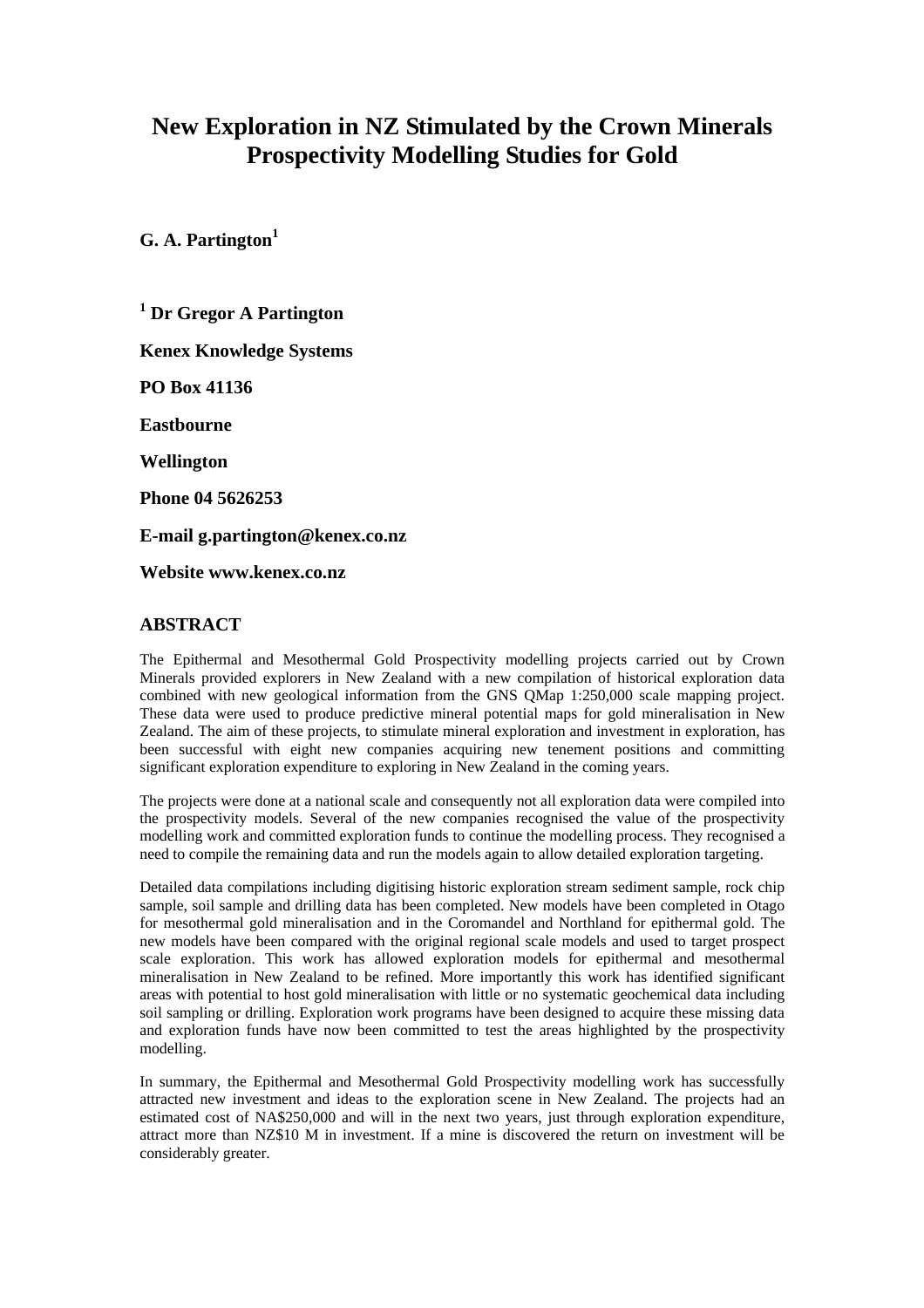# New Exploration in NZ Stimulated by the Crown Minerals Prospectivity Modelling Studies for Gold

**G. A. Partington[1]**

**[1] Dr Gregor A Partington**

**Kenex Knowledge Systems**

**PO Box 41136**

**Eastbourne**

**Wellington**

**Phone 04 5626253**

**E-mail g.partington@kenex.co.nz**

**Website www.kenex.co.nz**

## ABSTRACT

The Epithermal and Mesothermal Gold Prospectivity modelling projects carried out by Crown Minerals provided explorers in New Zealand with a new compilation of historical exploration data combined with new geological information from the GNS QMap 1:250,000 scale mapping project. These data were used to produce predictive mineral potential maps for gold mineralisation in New Zealand. The aim of these projects, to stimulate mineral exploration and investment in exploration, has been successful with eight new companies acquiring new tenement positions and committing significant exploration expenditure to exploring in New Zealand in the coming years.

The projects were done at a national scale and consequently not all exploration data were compiled into the prospectivity models. Several of the new companies recognised the value of the prospectivity modelling work and committed exploration funds to continue the modelling process. They recognised a need to compile the remaining data and run the models again to allow detailed exploration targeting.

Detailed data compilations including digitising historic exploration stream sediment sample, rock chip sample, soil sample and drilling data has been completed. New models have been completed in Otago for mesothermal gold mineralisation and in the Coromandel and Northland for epithermal gold. The new models have been compared with the original regional scale models and used to target prospect scale exploration. This work has allowed exploration models for epithermal and mesothermal mineralisation in New Zealand to be refined. More importantly this work has identified significant areas with potential to host gold mineralisation with little or no systematic geochemical data including soil sampling or drilling. Exploration work programs have been designed to acquire these missing data and exploration funds have now been committed to test the areas highlighted by the prospectivity modelling.

In summary, the Epithermal and Mesothermal Gold Prospectivity modelling work has successfully attracted new investment and ideas to the exploration scene in New Zealand. The projects had an estimated cost of NA$250,000 and will in the next two years, just through exploration expenditure, attract more than NZ$10 M in investment. If a mine is discovered the return on investment will be considerably greater.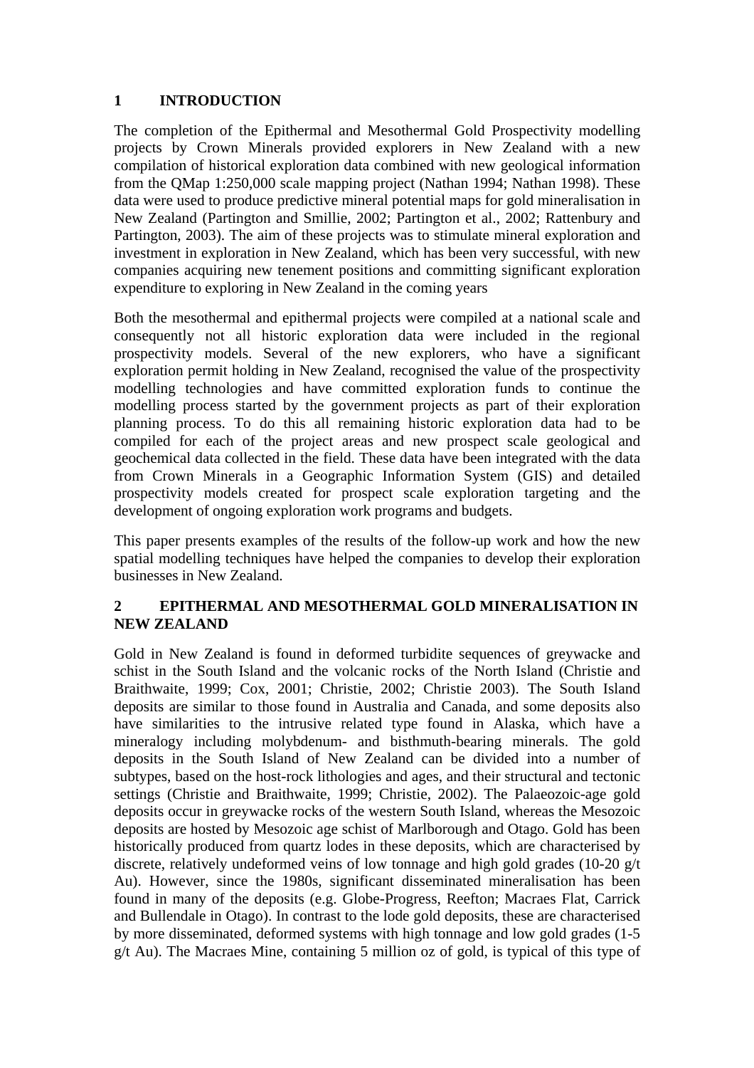## 1 INTRODUCTION

The completion of the Epithermal and Mesothermal Gold Prospectivity modelling projects by Crown Minerals provided explorers in New Zealand with a new compilation of historical exploration data combined with new geological information from the QMap 1:250,000 scale mapping project (Nathan 1994; Nathan 1998). These data were used to produce predictive mineral potential maps for gold mineralisation in New Zealand (Partington and Smillie, 2002; Partington et al., 2002; Rattenbury and Partington, 2003). The aim of these projects was to stimulate mineral exploration and investment in exploration in New Zealand, which has been very successful, with new companies acquiring new tenement positions and committing significant exploration expenditure to exploring in New Zealand in the coming years

Both the mesothermal and epithermal projects were compiled at a national scale and consequently not all historic exploration data were included in the regional prospectivity models. Several of the new explorers, who have a significant exploration permit holding in New Zealand, recognised the value of the prospectivity modelling technologies and have committed exploration funds to continue the modelling process started by the government projects as part of their exploration planning process. To do this all remaining historic exploration data had to be compiled for each of the project areas and new prospect scale geological and geochemical data collected in the field. These data have been integrated with the data from Crown Minerals in a Geographic Information System (GIS) and detailed prospectivity models created for prospect scale exploration targeting and the development of ongoing exploration work programs and budgets.

This paper presents examples of the results of the follow-up work and how the new spatial modelling techniques have helped the companies to develop their exploration businesses in New Zealand.

## 2 EPITHERMAL AND MESOTHERMAL GOLD MINERALISATION IN NEW ZEALAND

Gold in New Zealand is found in deformed turbidite sequences of greywacke and schist in the South Island and the volcanic rocks of the North Island (Christie and Braithwaite, 1999; Cox, 2001; Christie, 2002; Christie 2003). The South Island deposits are similar to those found in Australia and Canada, and some deposits also have similarities to the intrusive related type found in Alaska, which have a mineralogy including molybdenum- and bisthmuth-bearing minerals. The gold deposits in the South Island of New Zealand can be divided into a number of subtypes, based on the host-rock lithologies and ages, and their structural and tectonic settings (Christie and Braithwaite, 1999; Christie, 2002). The Palaeozoic-age gold deposits occur in greywacke rocks of the western South Island, whereas the Mesozoic deposits are hosted by Mesozoic age schist of Marlborough and Otago. Gold has been historically produced from quartz lodes in these deposits, which are characterised by discrete, relatively undeformed veins of low tonnage and high gold grades (10-20 g/t Au). However, since the 1980s, significant disseminated mineralisation has been found in many of the deposits (e.g. Globe-Progress, Reefton; Macraes Flat, Carrick and Bullendale in Otago). In contrast to the lode gold deposits, these are characterised by more disseminated, deformed systems with high tonnage and low gold grades (1-5 g/t Au). The Macraes Mine, containing 5 million oz of gold, is typical of this type of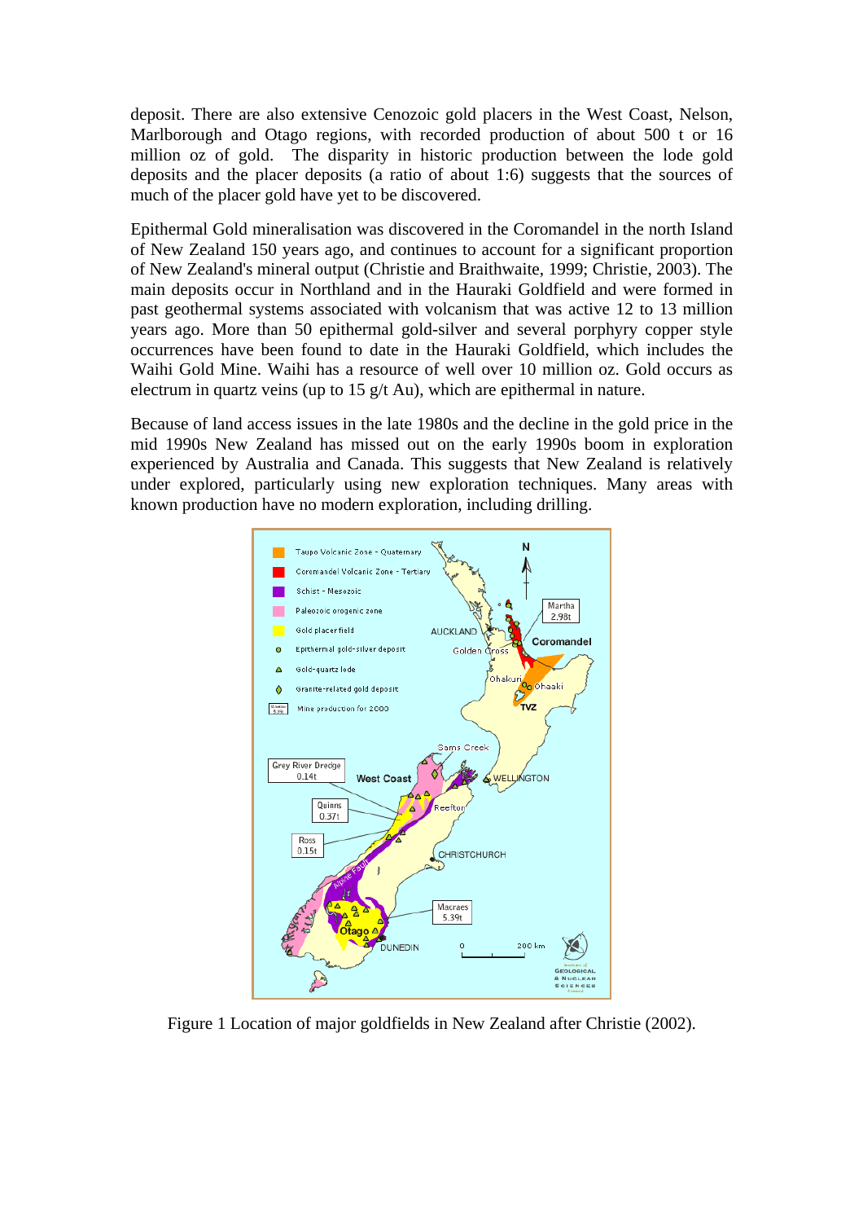deposit. There are also extensive Cenozoic gold placers in the West Coast, Nelson, Marlborough and Otago regions, with recorded production of about 500 t or 16 million oz of gold. The disparity in historic production between the lode gold deposits and the placer deposits (a ratio of about 1:6) suggests that the sources of much of the placer gold have yet to be discovered.

Epithermal Gold mineralisation was discovered in the Coromandel in the north Island of New Zealand 150 years ago, and continues to account for a significant proportion of New Zealand's mineral output (Christie and Braithwaite, 1999; Christie, 2003). The main deposits occur in Northland and in the Hauraki Goldfield and were formed in past geothermal systems associated with volcanism that was active 12 to 13 million years ago. More than 50 epithermal gold-silver and several porphyry copper style occurrences have been found to date in the Hauraki Goldfield, which includes the Waihi Gold Mine. Waihi has a resource of well over 10 million oz. Gold occurs as electrum in quartz veins (up to 15 g/t Au), which are epithermal in nature.

Because of land access issues in the late 1980s and the decline in the gold price in the mid 1990s New Zealand has missed out on the early 1990s boom in exploration experienced by Australia and Canada. This suggests that New Zealand is relatively under explored, particularly using new exploration techniques. Many areas with known production have no modern exploration, including drilling.

Figure 1 Location of major goldfields in New Zealand after Christie (2002).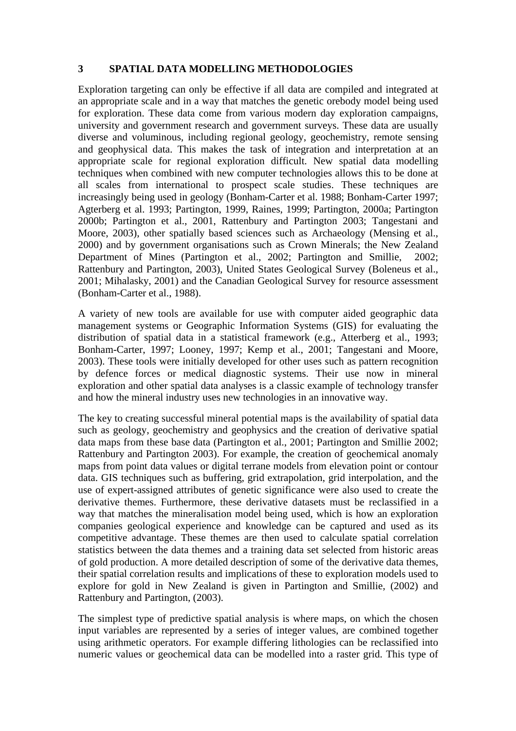# 3 SPATIAL DATA MODELLING METHODOLOGIES

Exploration targeting can only be effective if all data are compiled and integrated at an appropriate scale and in a way that matches the genetic orebody model being used for exploration. These data come from various modern day exploration campaigns, university and government research and government surveys. These data are usually diverse and voluminous, including regional geology, geochemistry, remote sensing and geophysical data. This makes the task of integration and interpretation at an appropriate scale for regional exploration difficult. New spatial data modelling techniques when combined with new computer technologies allows this to be done at all scales from international to prospect scale studies. These techniques are increasingly being used in geology (Bonham-Carter et al. 1988; Bonham-Carter 1997; Agterberg et al. 1993; Partington, 1999, Raines, 1999; Partington, 2000a; Partington 2000b; Partington et al., 2001, Rattenbury and Partington 2003; Tangestani and Moore, 2003), other spatially based sciences such as Archaeology (Mensing et al., 2000) and by government organisations such as Crown Minerals; the New Zealand Department of Mines (Partington et al., 2002; Partington and Smillie, 2002; Rattenbury and Partington, 2003), United States Geological Survey (Boleneus et al., 2001; Mihalasky, 2001) and the Canadian Geological Survey for resource assessment (Bonham-Carter et al., 1988).

A variety of new tools are available for use with computer aided geographic data management systems or Geographic Information Systems (GIS) for evaluating the distribution of spatial data in a statistical framework (e.g., Atterberg et al., 1993; Bonham-Carter, 1997; Looney, 1997; Kemp et al., 2001; Tangestani and Moore, 2003). These tools were initially developed for other uses such as pattern recognition by defence forces or medical diagnostic systems. Their use now in mineral exploration and other spatial data analyses is a classic example of technology transfer and how the mineral industry uses new technologies in an innovative way.

The key to creating successful mineral potential maps is the availability of spatial data such as geology, geochemistry and geophysics and the creation of derivative spatial data maps from these base data (Partington et al., 2001; Partington and Smillie 2002; Rattenbury and Partington 2003). For example, the creation of geochemical anomaly maps from point data values or digital terrane models from elevation point or contour data. GIS techniques such as buffering, grid extrapolation, grid interpolation, and the use of expert-assigned attributes of genetic significance were also used to create the derivative themes. Furthermore, these derivative datasets must be reclassified in a way that matches the mineralisation model being used, which is how an exploration companies geological experience and knowledge can be captured and used as its competitive advantage. These themes are then used to calculate spatial correlation statistics between the data themes and a training data set selected from historic areas of gold production. A more detailed description of some of the derivative data themes, their spatial correlation results and implications of these to exploration models used to explore for gold in New Zealand is given in Partington and Smillie, (2002) and Rattenbury and Partington, (2003).

The simplest type of predictive spatial analysis is where maps, on which the chosen input variables are represented by a series of integer values, are combined together using arithmetic operators. For example differing lithologies can be reclassified into numeric values or geochemical data can be modelled into a raster grid. This type of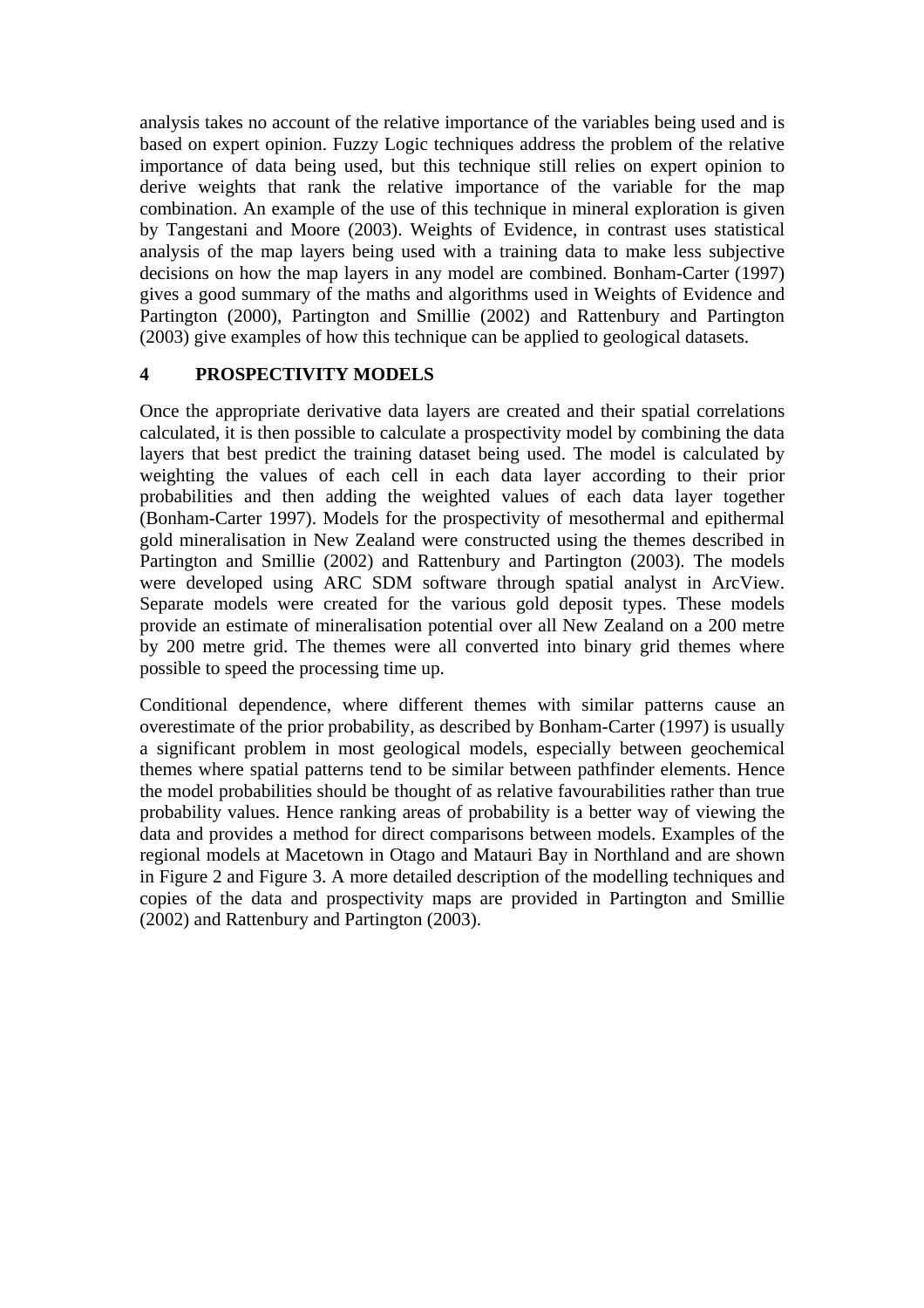analysis takes no account of the relative importance of the variables being used and is based on expert opinion. Fuzzy Logic techniques address the problem of the relative importance of data being used, but this technique still relies on expert opinion to derive weights that rank the relative importance of the variable for the map combination. An example of the use of this technique in mineral exploration is given by Tangestani and Moore (2003). Weights of Evidence, in contrast uses statistical analysis of the map layers being used with a training data to make less subjective decisions on how the map layers in any model are combined. Bonham-Carter (1997) gives a good summary of the maths and algorithms used in Weights of Evidence and Partington (2000), Partington and Smillie (2002) and Rattenbury and Partington (2003) give examples of how this technique can be applied to geological datasets.

# 4 PROSPECTIVITY MODELS

Once the appropriate derivative data layers are created and their spatial correlations calculated, it is then possible to calculate a prospectivity model by combining the data layers that best predict the training dataset being used. The model is calculated by weighting the values of each cell in each data layer according to their prior probabilities and then adding the weighted values of each data layer together (Bonham-Carter 1997). Models for the prospectivity of mesothermal and epithermal gold mineralisation in New Zealand were constructed using the themes described in Partington and Smillie (2002) and Rattenbury and Partington (2003). The models were developed using ARC SDM software through spatial analyst in ArcView. Separate models were created for the various gold deposit types. These models provide an estimate of mineralisation potential over all New Zealand on a 200 metre by 200 metre grid. The themes were all converted into binary grid themes where possible to speed the processing time up.

Conditional dependence, where different themes with similar patterns cause an overestimate of the prior probability, as described by Bonham-Carter (1997) is usually a significant problem in most geological models, especially between geochemical themes where spatial patterns tend to be similar between pathfinder elements. Hence the model probabilities should be thought of as relative favourabilities rather than true probability values. Hence ranking areas of probability is a better way of viewing the data and provides a method for direct comparisons between models. Examples of the regional models at Macetown in Otago and Matauri Bay in Northland and are shown in Figure 2 and Figure 3. A more detailed description of the modelling techniques and copies of the data and prospectivity maps are provided in Partington and Smillie (2002) and Rattenbury and Partington (2003).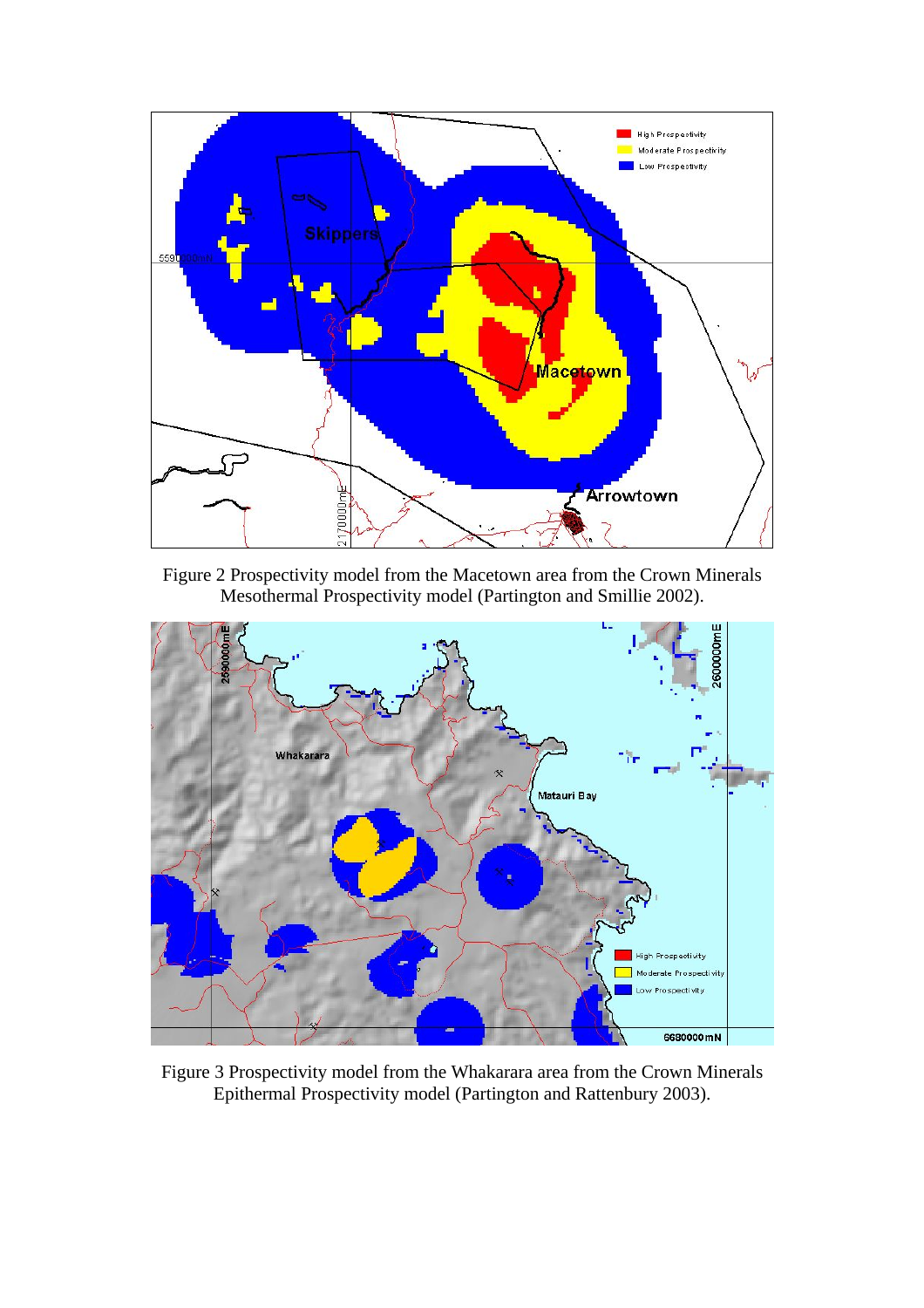Figure 2 Prospectivity model from the Macetown area from the Crown Minerals Mesothermal Prospectivity model (Partington and Smillie 2002).

Figure 3 Prospectivity model from the Whakarara area from the Crown Minerals Epithermal Prospectivity model (Partington and Rattenbury 2003).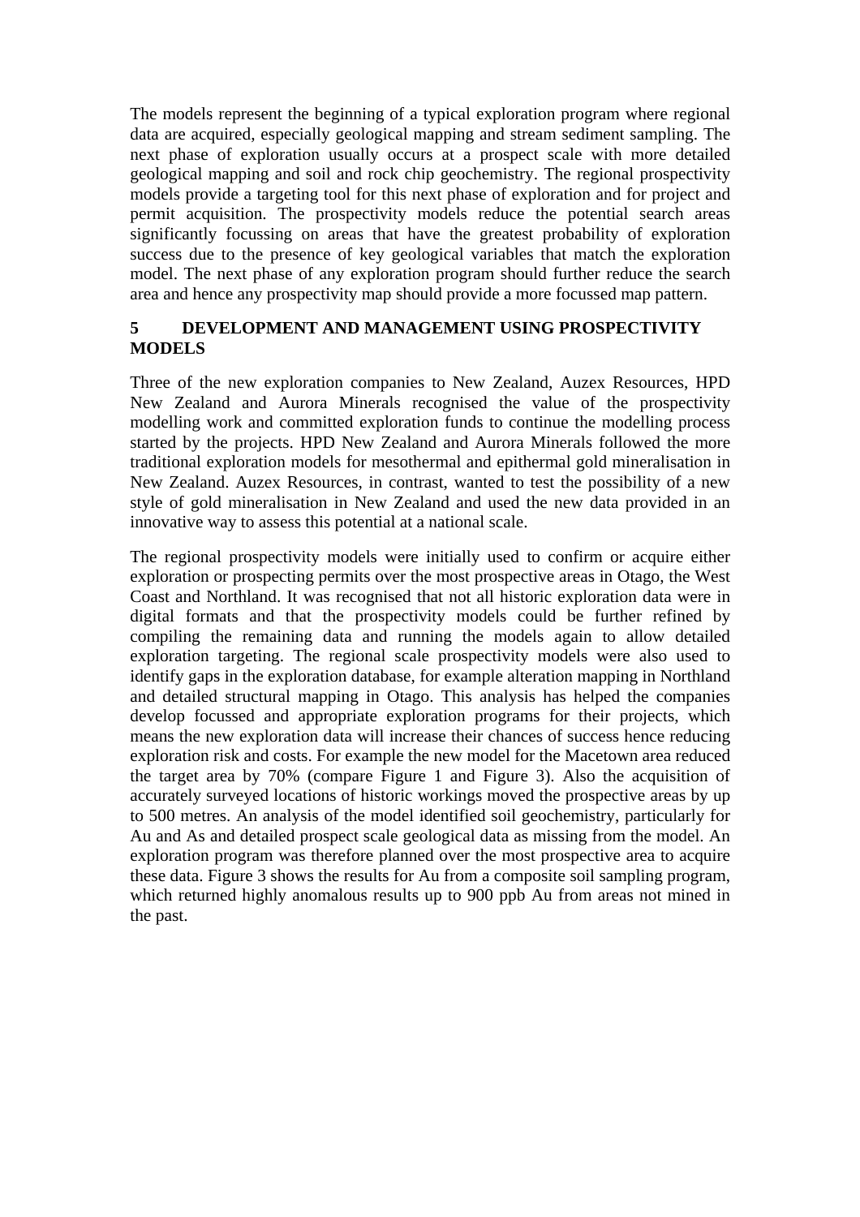The models represent the beginning of a typical exploration program where regional data are acquired, especially geological mapping and stream sediment sampling. The next phase of exploration usually occurs at a prospect scale with more detailed geological mapping and soil and rock chip geochemistry. The regional prospectivity models provide a targeting tool for this next phase of exploration and for project and permit acquisition. The prospectivity models reduce the potential search areas significantly focussing on areas that have the greatest probability of exploration success due to the presence of key geological variables that match the exploration model. The next phase of any exploration program should further reduce the search area and hence any prospectivity map should provide a more focussed map pattern.

## 5 DEVELOPMENT AND MANAGEMENT USING PROSPECTIVITY MODELS

Three of the new exploration companies to New Zealand, Auzex Resources, HPD New Zealand and Aurora Minerals recognised the value of the prospectivity modelling work and committed exploration funds to continue the modelling process started by the projects. HPD New Zealand and Aurora Minerals followed the more traditional exploration models for mesothermal and epithermal gold mineralisation in New Zealand. Auzex Resources, in contrast, wanted to test the possibility of a new style of gold mineralisation in New Zealand and used the new data provided in an innovative way to assess this potential at a national scale.

The regional prospectivity models were initially used to confirm or acquire either exploration or prospecting permits over the most prospective areas in Otago, the West Coast and Northland. It was recognised that not all historic exploration data were in digital formats and that the prospectivity models could be further refined by compiling the remaining data and running the models again to allow detailed exploration targeting. The regional scale prospectivity models were also used to identify gaps in the exploration database, for example alteration mapping in Northland and detailed structural mapping in Otago. This analysis has helped the companies develop focussed and appropriate exploration programs for their projects, which means the new exploration data will increase their chances of success hence reducing exploration risk and costs. For example the new model for the Macetown area reduced the target area by 70% (compare Figure 1 and Figure 3). Also the acquisition of accurately surveyed locations of historic workings moved the prospective areas by up to 500 metres. An analysis of the model identified soil geochemistry, particularly for Au and As and detailed prospect scale geological data as missing from the model. An exploration program was therefore planned over the most prospective area to acquire these data. Figure 3 shows the results for Au from a composite soil sampling program, which returned highly anomalous results up to 900 ppb Au from areas not mined in the past.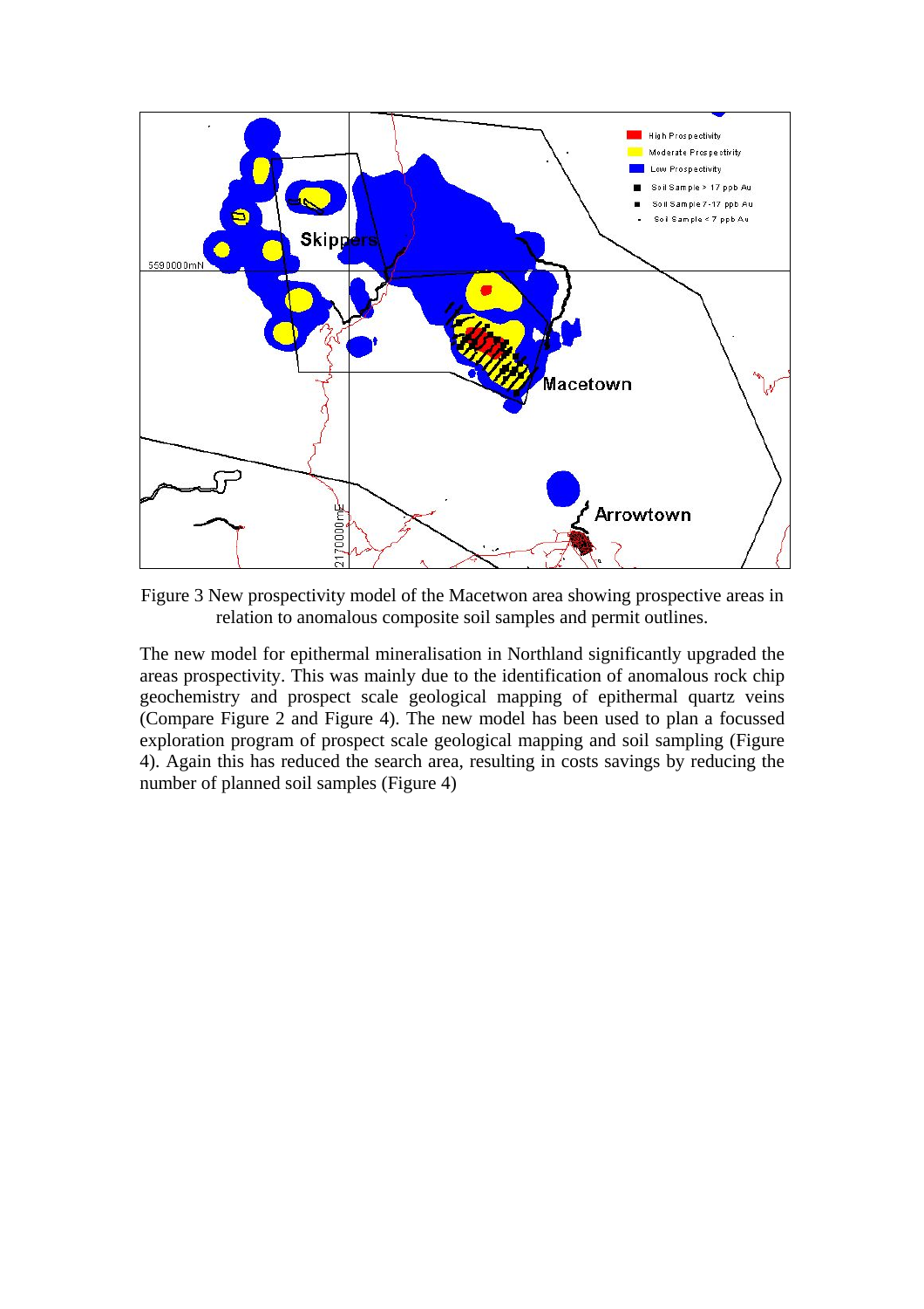Figure 3 New prospectivity model of the Macetwon area showing prospective areas in relation to anomalous composite soil samples and permit outlines.

The new model for epithermal mineralisation in Northland significantly upgraded the areas prospectivity. This was mainly due to the identification of anomalous rock chip geochemistry and prospect scale geological mapping of epithermal quartz veins (Compare Figure 2 and Figure 4). The new model has been used to plan a focussed exploration program of prospect scale geological mapping and soil sampling (Figure 4). Again this has reduced the search area, resulting in costs savings by reducing the number of planned soil samples (Figure 4)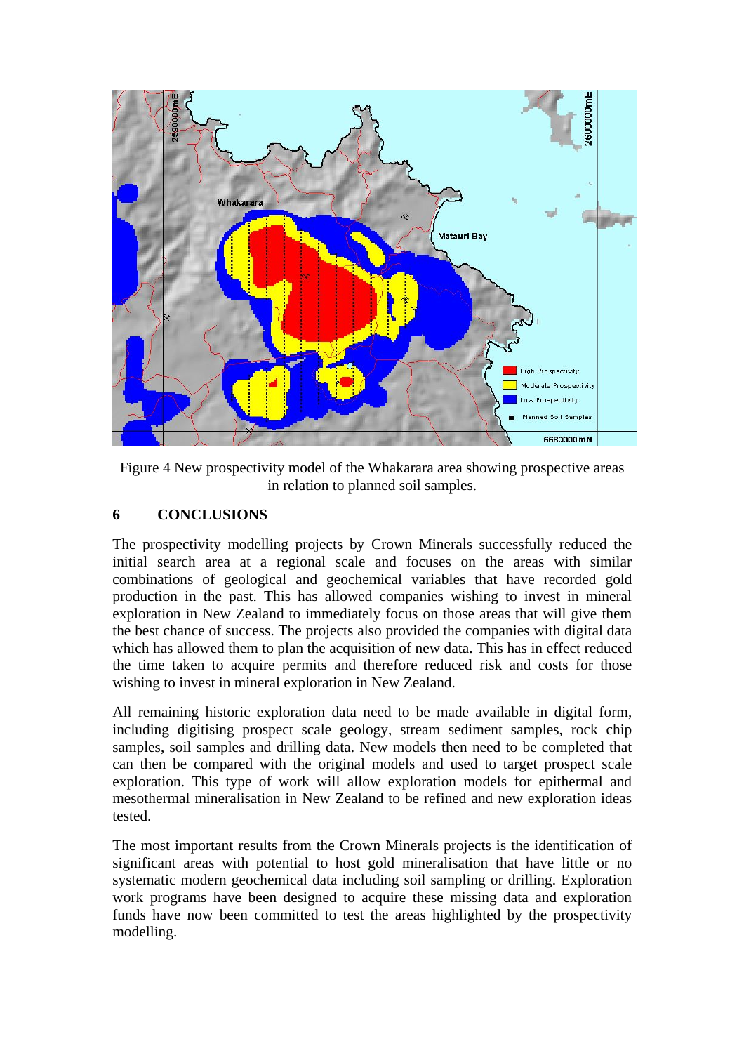Figure 4 New prospectivity model of the Whakarara area showing prospective areas in relation to planned soil samples.

## 6 CONCLUSIONS

The prospectivity modelling projects by Crown Minerals successfully reduced the initial search area at a regional scale and focuses on the areas with similar combinations of geological and geochemical variables that have recorded gold production in the past. This has allowed companies wishing to invest in mineral exploration in New Zealand to immediately focus on those areas that will give them the best chance of success. The projects also provided the companies with digital data which has allowed them to plan the acquisition of new data. This has in effect reduced the time taken to acquire permits and therefore reduced risk and costs for those wishing to invest in mineral exploration in New Zealand.

All remaining historic exploration data need to be made available in digital form, including digitising prospect scale geology, stream sediment samples, rock chip samples, soil samples and drilling data. New models then need to be completed that can then be compared with the original models and used to target prospect scale exploration. This type of work will allow exploration models for epithermal and mesothermal mineralisation in New Zealand to be refined and new exploration ideas tested.

The most important results from the Crown Minerals projects is the identification of significant areas with potential to host gold mineralisation that have little or no systematic modern geochemical data including soil sampling or drilling. Exploration work programs have been designed to acquire these missing data and exploration funds have now been committed to test the areas highlighted by the prospectivity modelling.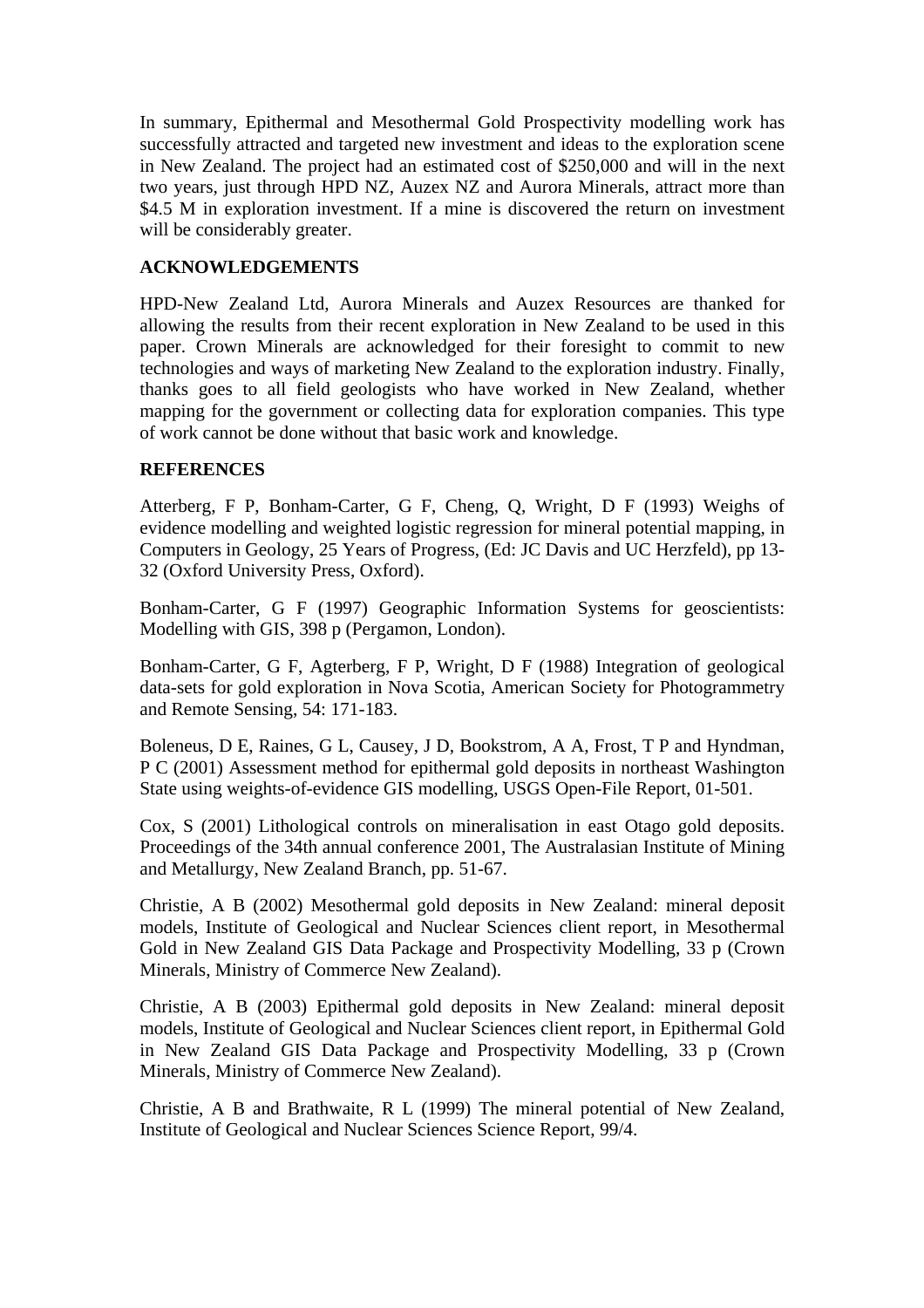In summary, Epithermal and Mesothermal Gold Prospectivity modelling work has successfully attracted and targeted new investment and ideas to the exploration scene in New Zealand. The project had an estimated cost of $250,000 and will in the next two years, just through HPD NZ, Auzex NZ and Aurora Minerals, attract more than $4.5 M in exploration investment. If a mine is discovered the return on investment will be considerably greater.

**ACKNOWLEDGEMENTS**

HPD-New Zealand Ltd, Aurora Minerals and Auzex Resources are thanked for allowing the results from their recent exploration in New Zealand to be used in this paper. Crown Minerals are acknowledged for their foresight to commit to new technologies and ways of marketing New Zealand to the exploration industry. Finally, thanks goes to all field geologists who have worked in New Zealand, whether mapping for the government or collecting data for exploration companies. This type of work cannot be done without that basic work and knowledge.

**REFERENCES**

Atterberg, F P, Bonham-Carter, G F, Cheng, Q, Wright, D F (1993) Weighs of evidence modelling and weighted logistic regression for mineral potential mapping, in Computers in Geology, 25 Years of Progress, (Ed: JC Davis and UC Herzfeld), pp 13-32 (Oxford University Press, Oxford).

Bonham-Carter, G F (1997) Geographic Information Systems for geoscientists: Modelling with GIS, 398 p (Pergamon, London).

Bonham-Carter, G F, Agterberg, F P, Wright, D F (1988) Integration of geological data-sets for gold exploration in Nova Scotia, American Society for Photogrammetry and Remote Sensing, 54: 171-183.

Boleneus, D E, Raines, G L, Causey, J D, Bookstrom, A A, Frost, T P and Hyndman, P C (2001) Assessment method for epithermal gold deposits in northeast Washington State using weights-of-evidence GIS modelling, USGS Open-File Report, 01-501.

Cox, S (2001) Lithological controls on mineralisation in east Otago gold deposits. Proceedings of the 34th annual conference 2001, The Australasian Institute of Mining and Metallurgy, New Zealand Branch, pp. 51-67.

Christie, A B (2002) Mesothermal gold deposits in New Zealand: mineral deposit models, Institute of Geological and Nuclear Sciences client report, in Mesothermal Gold in New Zealand GIS Data Package and Prospectivity Modelling, 33 p (Crown Minerals, Ministry of Commerce New Zealand).

Christie, A B (2003) Epithermal gold deposits in New Zealand: mineral deposit models, Institute of Geological and Nuclear Sciences client report, in Epithermal Gold in New Zealand GIS Data Package and Prospectivity Modelling, 33 p (Crown Minerals, Ministry of Commerce New Zealand).

Christie, A B and Brathwaite, R L (1999) The mineral potential of New Zealand, Institute of Geological and Nuclear Sciences Science Report, 99/4.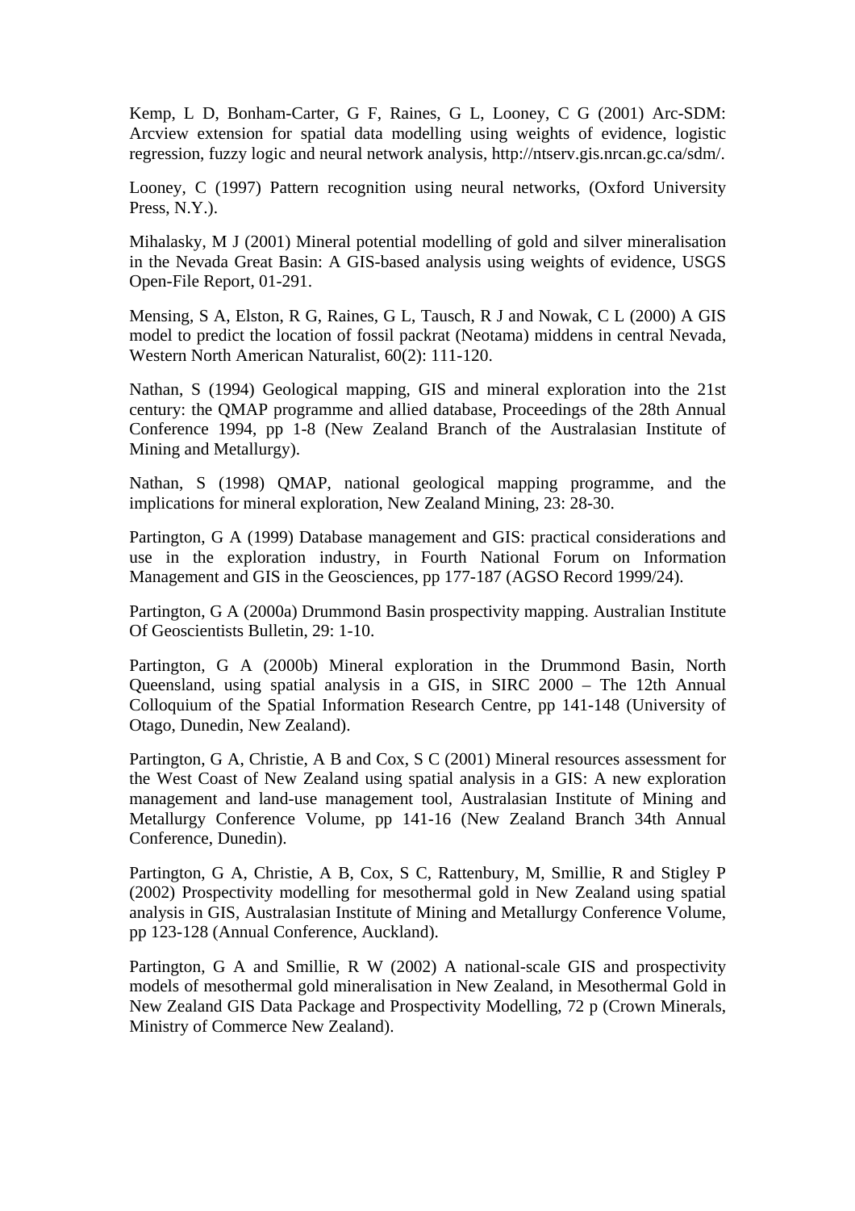Kemp, L D, Bonham-Carter, G F, Raines, G L, Looney, C G (2001) Arc-SDM: Arcview extension for spatial data modelling using weights of evidence, logistic regression, fuzzy logic and neural network analysis, http://ntserv.gis.nrcan.gc.ca/sdm/.

Looney, C (1997) Pattern recognition using neural networks, (Oxford University Press, N.Y.).

Mihalasky, M J (2001) Mineral potential modelling of gold and silver mineralisation in the Nevada Great Basin: A GIS-based analysis using weights of evidence, USGS Open-File Report, 01-291.

Mensing, S A, Elston, R G, Raines, G L, Tausch, R J and Nowak, C L (2000) A GIS model to predict the location of fossil packrat (Neotama) middens in central Nevada, Western North American Naturalist, 60(2): 111-120.

Nathan, S (1994) Geological mapping, GIS and mineral exploration into the 21st century: the QMAP programme and allied database, Proceedings of the 28th Annual Conference 1994, pp 1-8 (New Zealand Branch of the Australasian Institute of Mining and Metallurgy).

Nathan, S (1998) QMAP, national geological mapping programme, and the implications for mineral exploration, New Zealand Mining, 23: 28-30.

Partington, G A (1999) Database management and GIS: practical considerations and use in the exploration industry, in Fourth National Forum on Information Management and GIS in the Geosciences, pp 177-187 (AGSO Record 1999/24).

Partington, G A (2000a) Drummond Basin prospectivity mapping. Australian Institute Of Geoscientists Bulletin, 29: 1-10.

Partington, G A (2000b) Mineral exploration in the Drummond Basin, North Queensland, using spatial analysis in a GIS, in SIRC 2000 – The 12th Annual Colloquium of the Spatial Information Research Centre, pp 141-148 (University of Otago, Dunedin, New Zealand).

Partington, G A, Christie, A B and Cox, S C (2001) Mineral resources assessment for the West Coast of New Zealand using spatial analysis in a GIS: A new exploration management and land-use management tool, Australasian Institute of Mining and Metallurgy Conference Volume, pp 141-16 (New Zealand Branch 34th Annual Conference, Dunedin).

Partington, G A, Christie, A B, Cox, S C, Rattenbury, M, Smillie, R and Stigley P (2002) Prospectivity modelling for mesothermal gold in New Zealand using spatial analysis in GIS, Australasian Institute of Mining and Metallurgy Conference Volume, pp 123-128 (Annual Conference, Auckland).

Partington, G A and Smillie, R W (2002) A national-scale GIS and prospectivity models of mesothermal gold mineralisation in New Zealand, in Mesothermal Gold in New Zealand GIS Data Package and Prospectivity Modelling, 72 p (Crown Minerals, Ministry of Commerce New Zealand).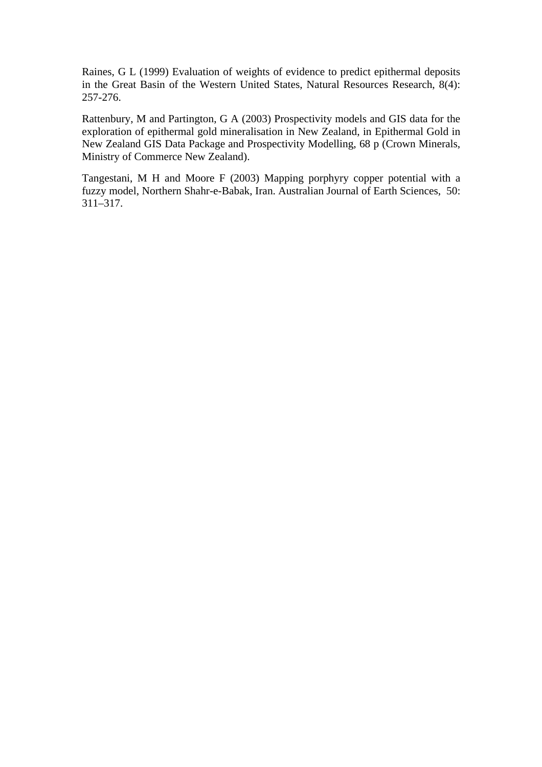Raines, G L (1999) Evaluation of weights of evidence to predict epithermal deposits in the Great Basin of the Western United States, Natural Resources Research, 8(4): 257-276.

Rattenbury, M and Partington, G A (2003) Prospectivity models and GIS data for the exploration of epithermal gold mineralisation in New Zealand, in Epithermal Gold in New Zealand GIS Data Package and Prospectivity Modelling, 68 p (Crown Minerals, Ministry of Commerce New Zealand).

Tangestani, M H and Moore F (2003) Mapping porphyry copper potential with a fuzzy model, Northern Shahr-e-Babak, Iran. Australian Journal of Earth Sciences, 50: 311–317.